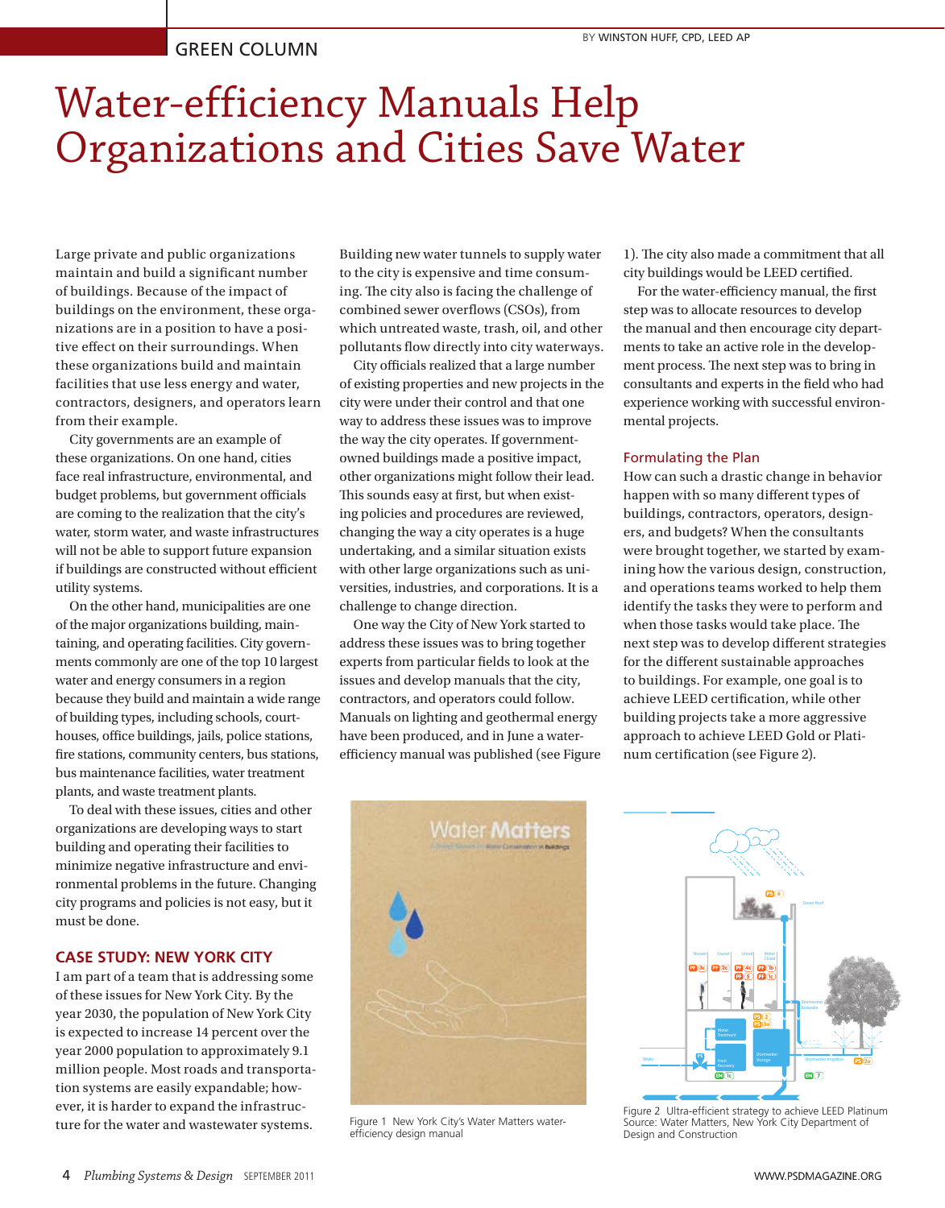GREEN COLUMN

BY WINSTON HUFF, CPD, LEED AP

# Water-efficiency Manuals Help Organizations and Cities Save Water

Large private and public organizations maintain and build a significant number of buildings. Because of the impact of buildings on the environment, these organizations are in a position to have a positive effect on their surroundings. When these organizations build and maintain facilities that use less energy and water, contractors, designers, and operators learn from their example.

City governments are an example of these organizations. On one hand, cities face real infrastructure, environmental, and budget problems, but government officials are coming to the realization that the city's water, storm water, and waste infrastructures will not be able to support future expansion if buildings are constructed without efficient utility systems.

On the other hand, municipalities are one of the major organizations building, maintaining, and operating facilities. City governments commonly are one of the top 10 largest water and energy consumers in a region because they build and maintain a wide range of building types, including schools, courthouses, office buildings, jails, police stations, fire stations, community centers, bus stations, bus maintenance facilities, water treatment plants, and waste treatment plants.

To deal with these issues, cities and other organizations are developing ways to start building and operating their facilities to minimize negative infrastructure and environmental problems in the future. Changing city programs and policies is not easy, but it must be done.

## CASE STUDY: NEW YORK CITY

I am part of a team that is addressing some of these issues for New York City. By the year 2030, the population of New York City is expected to increase 14 percent over the year 2000 population to approximately 9.1 million people. Most roads and transportation systems are easily expandable; however, it is harder to expand the infrastructure for the water and wastewater systems. Building new water tunnels to supply water to the city is expensive and time consuming. The city also is facing the challenge of combined sewer overflows (CSOs), from which untreated waste, trash, oil, and other pollutants flow directly into city waterways.

City officials realized that a large number of existing properties and new projects in the city were under their control and that one way to address these issues was to improve the way the city operates. If government-owned buildings made a positive impact, other organizations might follow their lead. This sounds easy at first, but when existing policies and procedures are reviewed, changing the way a city operates is a huge undertaking, and a similar situation exists with other large organizations such as universities, industries, and corporations. It is a challenge to change direction.

One way the City of New York started to address these issues was to bring together experts from particular fields to look at the issues and develop manuals that the city, contractors, and operators could follow. Manuals on lighting and geothermal energy have been produced, and in June a water-efficiency manual was published (see Figure 1). The city also made a commitment that all city buildings would be LEED certified.

For the water-efficiency manual, the first step was to allocate resources to develop the manual and then encourage city departments to take an active role in the development process. The next step was to bring in consultants and experts in the field who had experience working with successful environmental projects.

### Formulating the Plan

How can such a drastic change in behavior happen with so many different types of buildings, contractors, operators, designers, and budgets? When the consultants were brought together, we started by examining how the various design, construction, and operations teams worked to help them identify the tasks they were to perform and when those tasks would take place. The next step was to develop different strategies for the different sustainable approaches to buildings. For example, one goal is to achieve LEED certification, while other building projects take a more aggressive approach to achieve LEED Gold or Platinum certification (see Figure 2).

Figure 1 New York City's Water Matters water-efficiency design manual

Figure 2 Ultra-efficient strategy to achieve LEED Platinum
Source: Water Matters, New York City Department of Design and Construction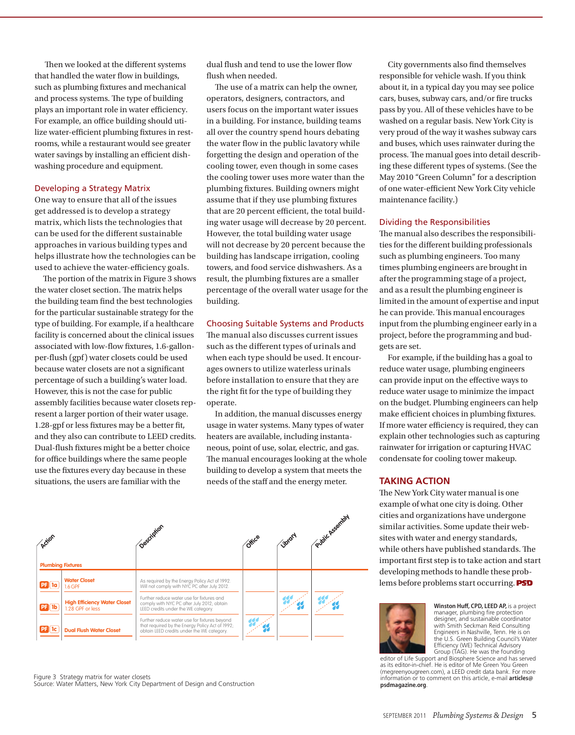Then we looked at the different systems that handled the water flow in buildings, such as plumbing fixtures and mechanical and process systems. The type of building plays an important role in water efficiency. For example, an office building should utilize water-efficient plumbing fixtures in restrooms, while a restaurant would see greater water savings by installing an efficient dishwashing procedure and equipment.

### Developing a Strategy Matrix

One way to ensure that all of the issues get addressed is to develop a strategy matrix, which lists the technologies that can be used for the different sustainable approaches in various building types and helps illustrate how the technologies can be used to achieve the water-efficiency goals.

The portion of the matrix in Figure 3 shows the water closet section. The matrix helps the building team find the best technologies for the particular sustainable strategy for the type of building. For example, if a healthcare facility is concerned about the clinical issues associated with low-flow fixtures, 1.6-gallon-per-flush (gpf) water closets could be used because water closets are not a significant percentage of such a building's water load. However, this is not the case for public assembly facilities because water closets represent a larger portion of their water usage. 1.28-gpf or less fixtures may be a better fit, and they also can contribute to LEED credits. Dual-flush fixtures might be a better choice for office buildings where the same people use the fixtures every day because in these situations, the users are familiar with the dual flush and tend to use the lower flow flush when needed.

The use of a matrix can help the owner, operators, designers, contractors, and users focus on the important water issues in a building. For instance, building teams all over the country spend hours debating the water flow in the public lavatory while forgetting the design and operation of the cooling tower, even though in some cases the cooling tower uses more water than the plumbing fixtures. Building owners might assume that if they use plumbing fixtures that are 20 percent efficient, the total building water usage will decrease by 20 percent. However, the total building water usage will not decrease by 20 percent because the building has landscape irrigation, cooling towers, and food service dishwashers. As a result, the plumbing fixtures are a smaller percentage of the overall water usage for the building.

### Choosing Suitable Systems and Products

The manual also discusses current issues such as the different types of urinals and when each type should be used. It encourages owners to utilize waterless urinals before installation to ensure that they are the right fit for the type of building they operate.

In addition, the manual discusses energy usage in water systems. Many types of water heaters are available, including instantaneous, point of use, solar, electric, and gas. The manual encourages looking at the whole building to develop a system that meets the needs of the staff and the energy meter.

City governments also find themselves responsible for vehicle wash. If you think about it, in a typical day you may see police cars, buses, subway cars, and/or fire trucks pass by you. All of these vehicles have to be washed on a regular basis. New York City is very proud of the way it washes subway cars and buses, which uses rainwater during the process. The manual goes into detail describing these different types of systems. (See the May 2010 "Green Column" for a description of one water-efficient New York City vehicle maintenance facility.)

### Dividing the Responsibilities

The manual also describes the responsibilities for the different building professionals such as plumbing engineers. Too many times plumbing engineers are brought in after the programming stage of a project, and as a result the plumbing engineer is limited in the amount of expertise and input he can provide. This manual encourages input from the plumbing engineer early in a project, before the programming and budgets are set.

For example, if the building has a goal to reduce water usage, plumbing engineers can provide input on the effective ways to reduce water usage to minimize the impact on the budget. Plumbing engineers can help make efficient choices in plumbing fixtures. If more water efficiency is required, they can explain other technologies such as capturing rainwater for irrigation or capturing HVAC condensate for cooling tower makeup.

## TAKING ACTION

The New York City water manual is one example of what one city is doing. Other cities and organizations have undergone similar activities. Some update their websites with water and energy standards, while others have published standards. The important first step is to take action and start developing methods to handle these problems before problems start occurring. **PSD**

| Action | | Description | Office | Library | Public Assembly |
|---|---|---|---|---|---|
| **Plumbing Fixtures** | | | | | |
| PF 1a | **Water Closet** 1.6 GPF | As required by the Energy Policy Act of 1992. Will not comply with NYC PC after July 2012. | | | |
| PF 1b | **High Efficiency Water Closet** 1.28 GPF or less | Further reduce water use for fixtures and comply with NYC PC after July 2012, obtain LEED credits under the WE category. | | ✓ | ✓ |
| PF 1c | **Dual Flush Water Closet** | Further reduce water use for fixtures beyond that required by the Energy Policy Act of 1992, obtain LEED credits under the WE category. | ✓ | | |

Figure 3 Strategy matrix for water closets
Source: Water Matters, New York City Department of Design and Construction

**Winston Huff, CPD, LEED AP,** is a project manager, plumbing fire protection designer, and sustainable coordinator with Smith Seckman Reid Consulting Engineers in Nashville, Tenn. He is on the U.S. Green Building Council's Water Efficiency (WE) Technical Advisory Group (TAG). He was the founding editor of Life Support and Biosphere Science and has served as its editor-in-chief. He is editor of Me Green You Green (megreenyougreen.com), a LEED credit data bank. For more information or to comment on this article, e-mail **articles@psdmagazine.org**.